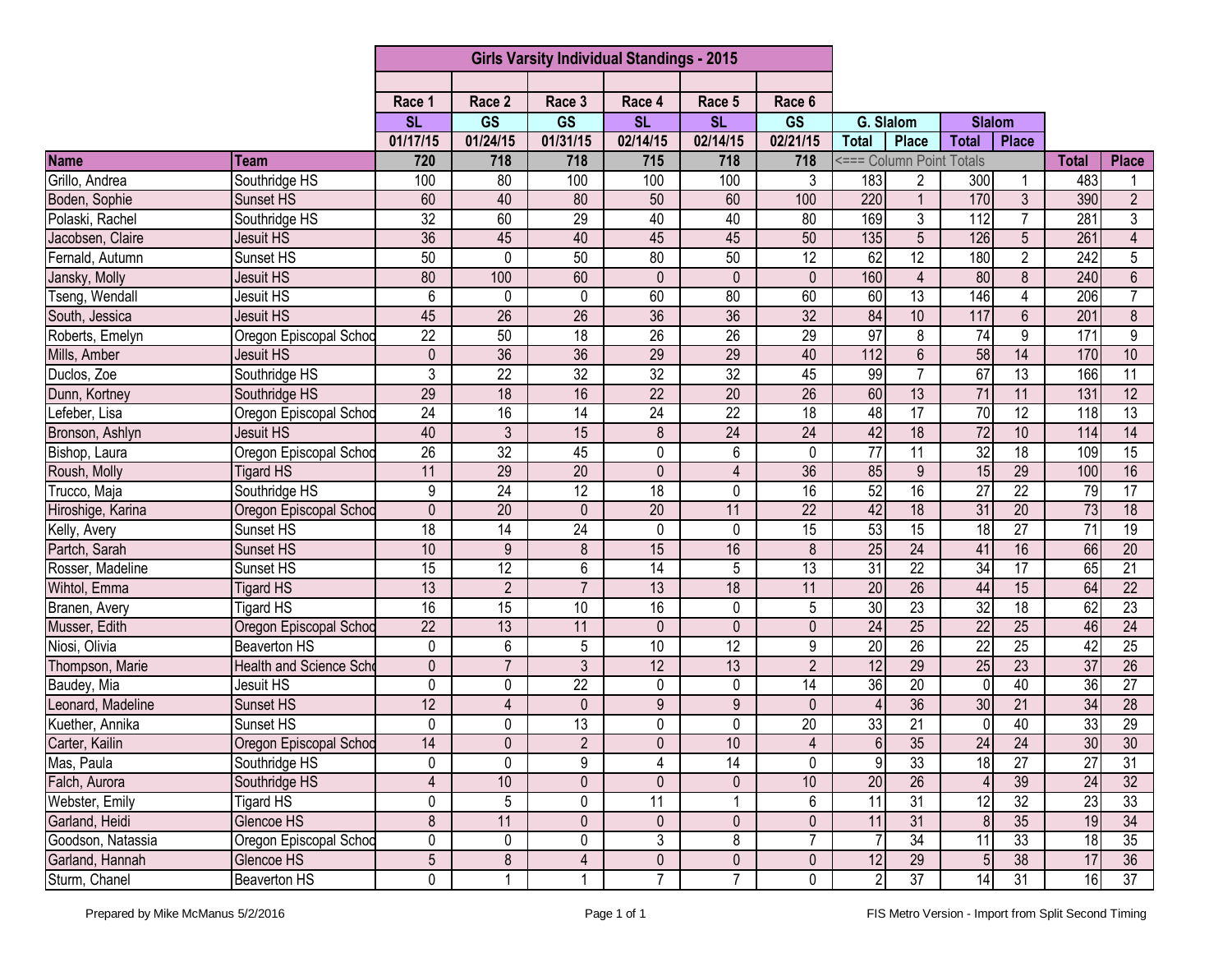# Girls Varsity Individual Standings - 2015

| Name | Team | Race 1 | Race 2 | Race 3 | Race 4 | Race 5 | Race 6 | G. Slalom | | Slalom | | Total | Place |
|---|---|---|---|---|---|---|---|---|---|---|---|---|---|
| | | SL | GS | GS | SL | SL | GS | Total | Place | Total | Place | | |
| | | 01/17/15 | 01/24/15 | 01/31/15 | 02/14/15 | 02/14/15 | 02/21/15 | | | | | | |
| | | 720 | 718 | 718 | 715 | 718 | 718 | <=== Column Point Totals | | | | | |
| Grillo, Andrea | Southridge HS | 100 | 80 | 100 | 100 | 100 | 3 | 183 | 2 | 300 | 1 | 483 | 1 |
| Boden, Sophie | Sunset HS | 60 | 40 | 80 | 50 | 60 | 100 | 220 | 1 | 170 | 3 | 390 | 2 |
| Polaski, Rachel | Southridge HS | 32 | 60 | 29 | 40 | 40 | 80 | 169 | 3 | 112 | 7 | 281 | 3 |
| Jacobsen, Claire | Jesuit HS | 36 | 45 | 40 | 45 | 45 | 50 | 135 | 5 | 126 | 5 | 261 | 4 |
| Fernald, Autumn | Sunset HS | 50 | 0 | 50 | 80 | 50 | 12 | 62 | 12 | 180 | 2 | 242 | 5 |
| Jansky, Molly | Jesuit HS | 80 | 100 | 60 | 0 | 0 | 0 | 160 | 4 | 80 | 8 | 240 | 6 |
| Tseng, Wendall | Jesuit HS | 6 | 0 | 0 | 60 | 80 | 60 | 60 | 13 | 146 | 4 | 206 | 7 |
| South, Jessica | Jesuit HS | 45 | 26 | 26 | 36 | 36 | 32 | 84 | 10 | 117 | 6 | 201 | 8 |
| Roberts, Emelyn | Oregon Episcopal Schoo | 22 | 50 | 18 | 26 | 26 | 29 | 97 | 8 | 74 | 9 | 171 | 9 |
| Mills, Amber | Jesuit HS | 0 | 36 | 36 | 29 | 29 | 40 | 112 | 6 | 58 | 14 | 170 | 10 |
| Duclos, Zoe | Southridge HS | 3 | 22 | 32 | 32 | 32 | 45 | 99 | 7 | 67 | 13 | 166 | 11 |
| Dunn, Kortney | Southridge HS | 29 | 18 | 16 | 22 | 20 | 26 | 60 | 13 | 71 | 11 | 131 | 12 |
| Lefeber, Lisa | Oregon Episcopal Schoo | 24 | 16 | 14 | 24 | 22 | 18 | 48 | 17 | 70 | 12 | 118 | 13 |
| Bronson, Ashlyn | Jesuit HS | 40 | 3 | 15 | 8 | 24 | 24 | 42 | 18 | 72 | 10 | 114 | 14 |
| Bishop, Laura | Oregon Episcopal Schoo | 26 | 32 | 45 | 0 | 6 | 0 | 77 | 11 | 32 | 18 | 109 | 15 |
| Roush, Molly | Tigard HS | 11 | 29 | 20 | 0 | 4 | 36 | 85 | 9 | 15 | 29 | 100 | 16 |
| Trucco, Maja | Southridge HS | 9 | 24 | 12 | 18 | 0 | 16 | 52 | 16 | 27 | 22 | 79 | 17 |
| Hiroshige, Karina | Oregon Episcopal Schoo | 0 | 20 | 0 | 20 | 11 | 22 | 42 | 18 | 31 | 20 | 73 | 18 |
| Kelly, Avery | Sunset HS | 18 | 14 | 24 | 0 | 0 | 15 | 53 | 15 | 18 | 27 | 71 | 19 |
| Partch, Sarah | Sunset HS | 10 | 9 | 8 | 15 | 16 | 8 | 25 | 24 | 41 | 16 | 66 | 20 |
| Rosser, Madeline | Sunset HS | 15 | 12 | 6 | 14 | 5 | 13 | 31 | 22 | 34 | 17 | 65 | 21 |
| Wihtol, Emma | Tigard HS | 13 | 2 | 7 | 13 | 18 | 11 | 20 | 26 | 44 | 15 | 64 | 22 |
| Branen, Avery | Tigard HS | 16 | 15 | 10 | 16 | 0 | 5 | 30 | 23 | 32 | 18 | 62 | 23 |
| Musser, Edith | Oregon Episcopal Schoo | 22 | 13 | 11 | 0 | 0 | 0 | 24 | 25 | 22 | 25 | 46 | 24 |
| Niosi, Olivia | Beaverton HS | 0 | 6 | 5 | 10 | 12 | 9 | 20 | 26 | 22 | 25 | 42 | 25 |
| Thompson, Marie | Health and Science Scho | 0 | 7 | 3 | 12 | 13 | 2 | 12 | 29 | 25 | 23 | 37 | 26 |
| Baudey, Mia | Jesuit HS | 0 | 0 | 22 | 0 | 0 | 14 | 36 | 20 | 0 | 40 | 36 | 27 |
| Leonard, Madeline | Sunset HS | 12 | 4 | 0 | 9 | 9 | 0 | 4 | 36 | 30 | 21 | 34 | 28 |
| Kuether, Annika | Sunset HS | 0 | 0 | 13 | 0 | 0 | 20 | 33 | 21 | 0 | 40 | 33 | 29 |
| Carter, Kailin | Oregon Episcopal Schoo | 14 | 0 | 2 | 0 | 10 | 4 | 6 | 35 | 24 | 24 | 30 | 30 |
| Mas, Paula | Southridge HS | 0 | 0 | 9 | 4 | 14 | 0 | 9 | 33 | 18 | 27 | 27 | 31 |
| Falch, Aurora | Southridge HS | 4 | 10 | 0 | 0 | 0 | 10 | 20 | 26 | 4 | 39 | 24 | 32 |
| Webster, Emily | Tigard HS | 0 | 5 | 0 | 11 | 1 | 6 | 11 | 31 | 12 | 32 | 23 | 33 |
| Garland, Heidi | Glencoe HS | 8 | 11 | 0 | 0 | 0 | 0 | 11 | 31 | 8 | 35 | 19 | 34 |
| Goodson, Natassia | Oregon Episcopal Schoo | 0 | 0 | 0 | 3 | 8 | 7 | 7 | 34 | 11 | 33 | 18 | 35 |
| Garland, Hannah | Glencoe HS | 5 | 8 | 4 | 0 | 0 | 0 | 12 | 29 | 5 | 38 | 17 | 36 |
| Sturm, Chanel | Beaverton HS | 0 | 1 | 1 | 7 | 7 | 0 | 2 | 37 | 14 | 31 | 16 | 37 |

Prepared by Mike McManus 5/2/2016

FIS Metro Version - Import from Split Second Timing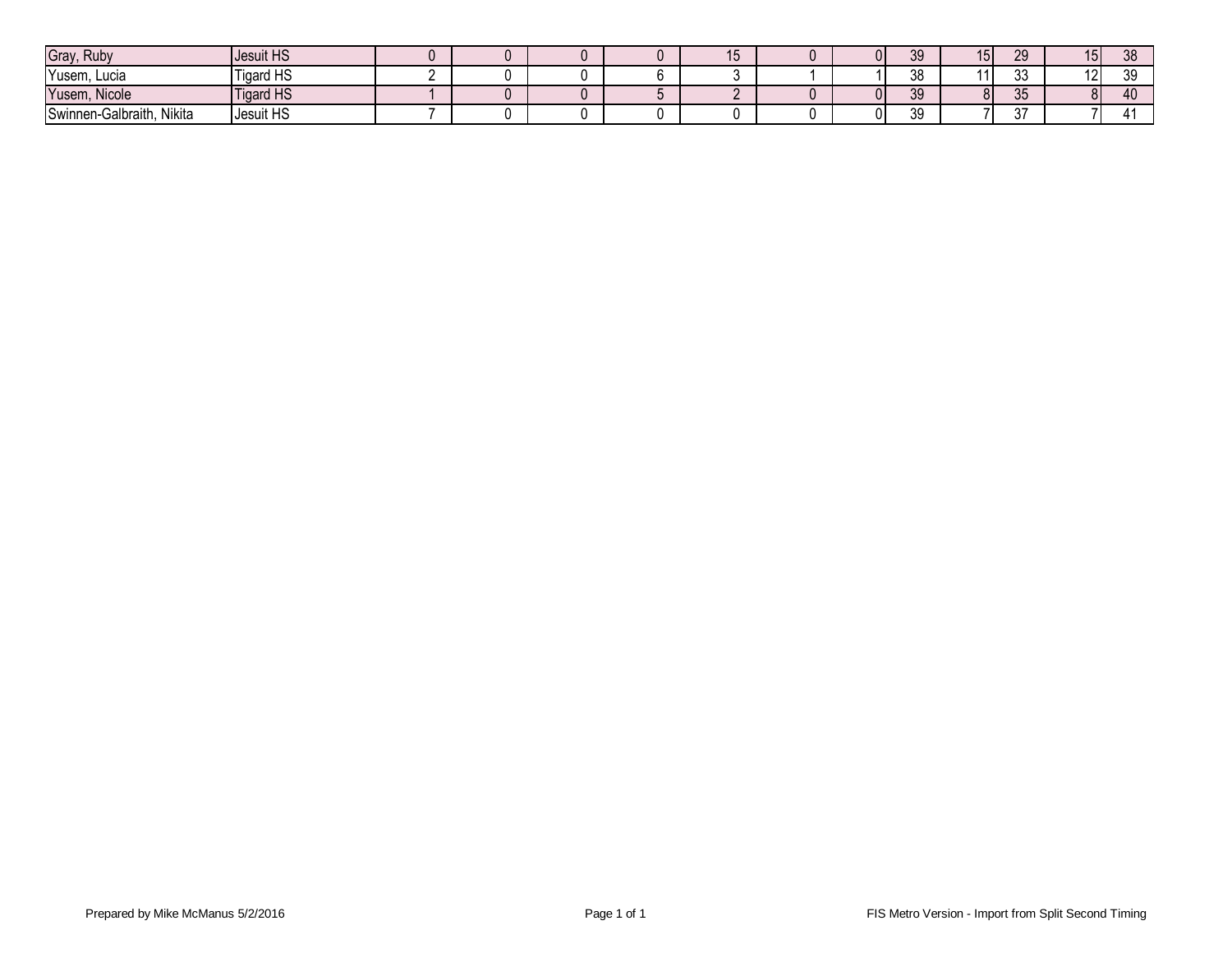| | | | | | | | | | | | | | |
|---|---|---|---|---|---|---|---|---|---|---|---|---|---|
| Gray, Ruby | Jesuit HS | 0 | 0 | 0 | 0 | 15 | 0 | 0 | 39 | 15 | 29 | 15 | 38 |
| Yusem, Lucia | Tigard HS | 2 | 0 | 0 | 6 | 3 | 1 | 1 | 38 | 11 | 33 | 12 | 39 |
| Yusem, Nicole | Tigard HS | 1 | 0 | 0 | 5 | 2 | 0 | 0 | 39 | 8 | 35 | 8 | 40 |
| Swinnen-Galbraith, Nikita | Jesuit HS | 7 | 0 | 0 | 0 | 0 | 0 | 0 | 39 | 7 | 37 | 7 | 41 |

Prepared by Mike McManus 5/2/2016

FIS Metro Version - Import from Split Second Timing